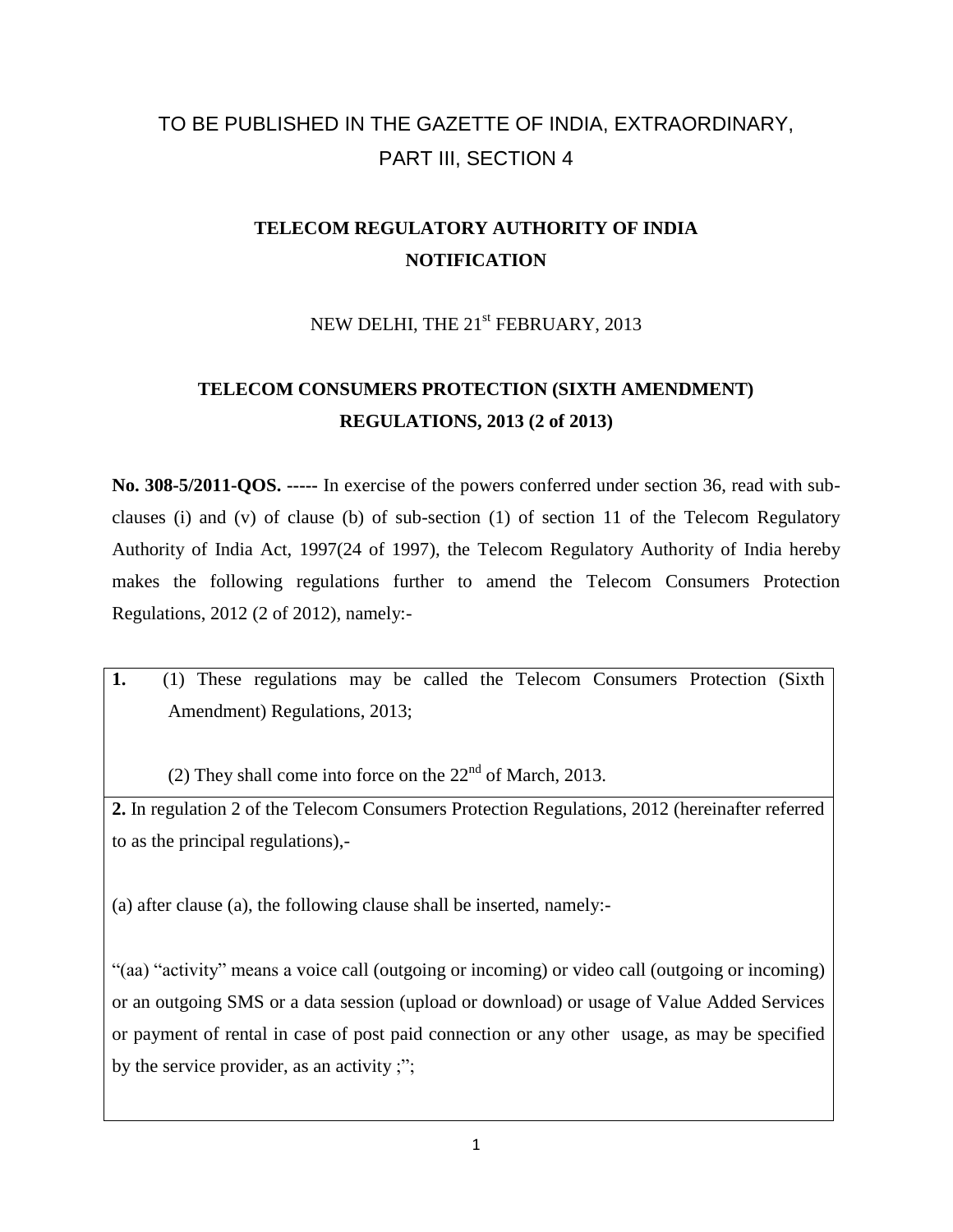TO BE PUBLISHED IN THE GAZETTE OF INDIA, EXTRAORDINARY, PART III, SECTION 4

**TELECOM REGULATORY AUTHORITY OF INDIA**
**NOTIFICATION**

NEW DELHI, THE 21st FEBRUARY, 2013

**TELECOM CONSUMERS PROTECTION (SIXTH AMENDMENT) REGULATIONS, 2013 (2 of 2013)**

**No. 308-5/2011-QOS. -----** In exercise of the powers conferred under section 36, read with sub-clauses (i) and (v) of clause (b) of sub-section (1) of section 11 of the Telecom Regulatory Authority of India Act, 1997(24 of 1997), the Telecom Regulatory Authority of India hereby makes the following regulations further to amend the Telecom Consumers Protection Regulations, 2012 (2 of 2012), namely:-

**1.** (1) These regulations may be called the Telecom Consumers Protection (Sixth Amendment) Regulations, 2013;

(2) They shall come into force on the 22nd of March, 2013.

**2.** In regulation 2 of the Telecom Consumers Protection Regulations, 2012 (hereinafter referred to as the principal regulations),-

(a) after clause (a), the following clause shall be inserted, namely:-

"(aa) "activity" means a voice call (outgoing or incoming) or video call (outgoing or incoming) or an outgoing SMS or a data session (upload or download) or usage of Value Added Services or payment of rental in case of post paid connection or any other usage, as may be specified by the service provider, as an activity ;";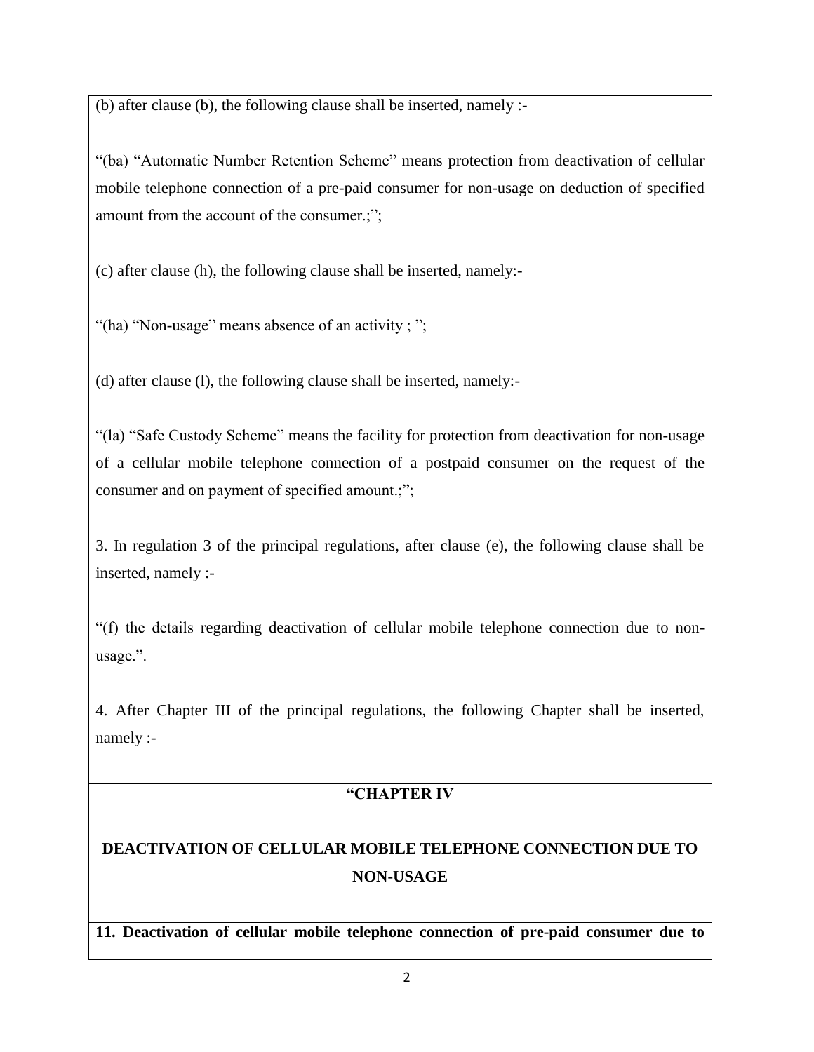(b) after clause (b), the following clause shall be inserted, namely :-

"(ba) "Automatic Number Retention Scheme" means protection from deactivation of cellular mobile telephone connection of a pre-paid consumer for non-usage on deduction of specified amount from the account of the consumer.;";

(c) after clause (h), the following clause shall be inserted, namely:-

"(ha) "Non-usage" means absence of an activity ; ";

(d) after clause (l), the following clause shall be inserted, namely:-

"(la) "Safe Custody Scheme" means the facility for protection from deactivation for non-usage of a cellular mobile telephone connection of a postpaid consumer on the request of the consumer and on payment of specified amount.;";

3. In regulation 3 of the principal regulations, after clause (e), the following clause shall be inserted, namely :-

"(f) the details regarding deactivation of cellular mobile telephone connection due to non-usage.".

4. After Chapter III of the principal regulations, the following Chapter shall be inserted, namely :-

## "CHAPTER IV

## DEACTIVATION OF CELLULAR MOBILE TELEPHONE CONNECTION DUE TO NON-USAGE

**11. Deactivation of cellular mobile telephone connection of pre-paid consumer due to**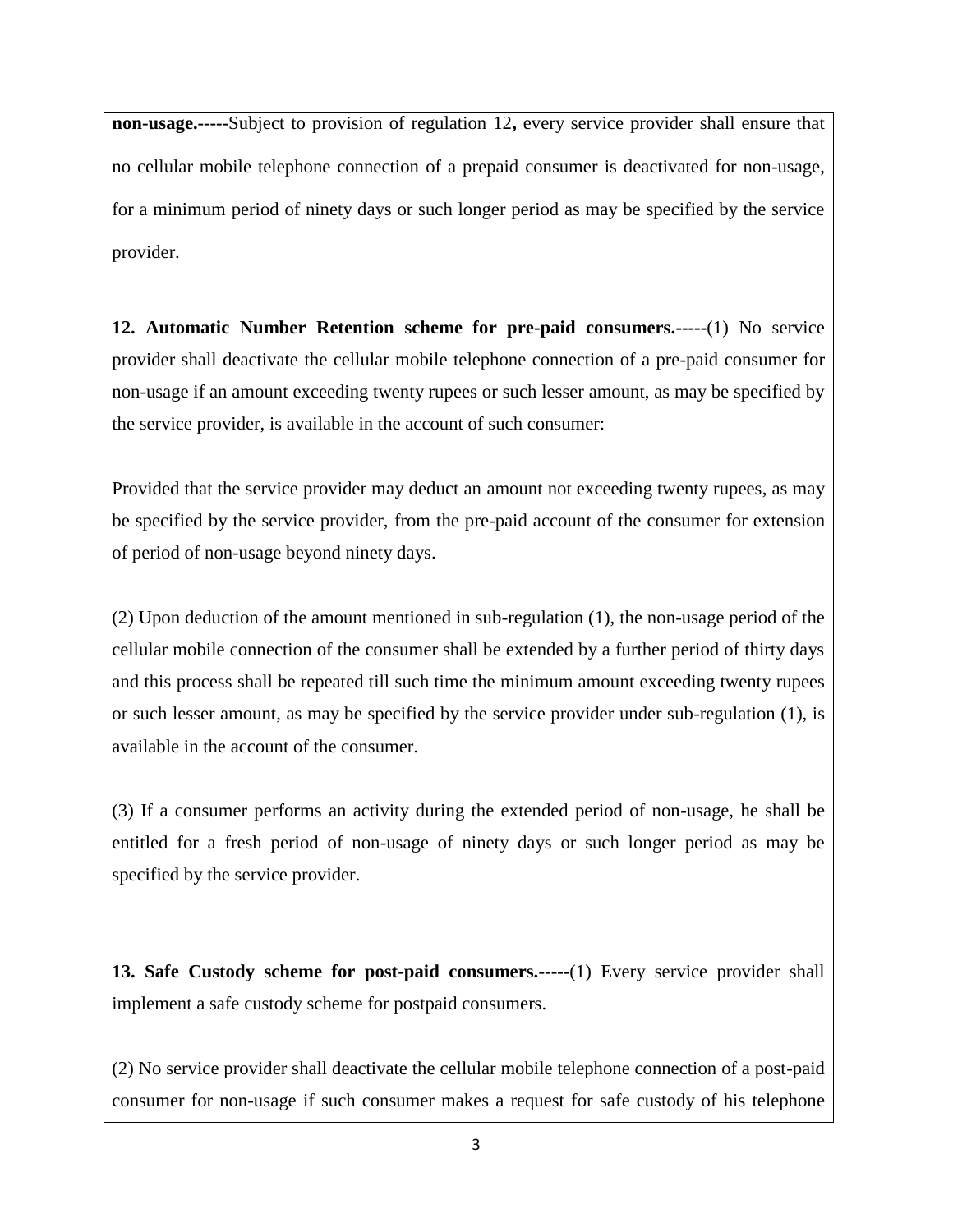**non-usage.-----**Subject to provision of regulation 12**,** every service provider shall ensure that no cellular mobile telephone connection of a prepaid consumer is deactivated for non-usage, for a minimum period of ninety days or such longer period as may be specified by the service provider.

**12. Automatic Number Retention scheme for pre-paid consumers.-----**(1) No service provider shall deactivate the cellular mobile telephone connection of a pre-paid consumer for non-usage if an amount exceeding twenty rupees or such lesser amount, as may be specified by the service provider, is available in the account of such consumer:

Provided that the service provider may deduct an amount not exceeding twenty rupees, as may be specified by the service provider, from the pre-paid account of the consumer for extension of period of non-usage beyond ninety days.

(2) Upon deduction of the amount mentioned in sub-regulation (1), the non-usage period of the cellular mobile connection of the consumer shall be extended by a further period of thirty days and this process shall be repeated till such time the minimum amount exceeding twenty rupees or such lesser amount, as may be specified by the service provider under sub-regulation (1), is available in the account of the consumer.

(3) If a consumer performs an activity during the extended period of non-usage, he shall be entitled for a fresh period of non-usage of ninety days or such longer period as may be specified by the service provider.

**13. Safe Custody scheme for post-paid consumers.-----**(1) Every service provider shall implement a safe custody scheme for postpaid consumers.

(2) No service provider shall deactivate the cellular mobile telephone connection of a post-paid consumer for non-usage if such consumer makes a request for safe custody of his telephone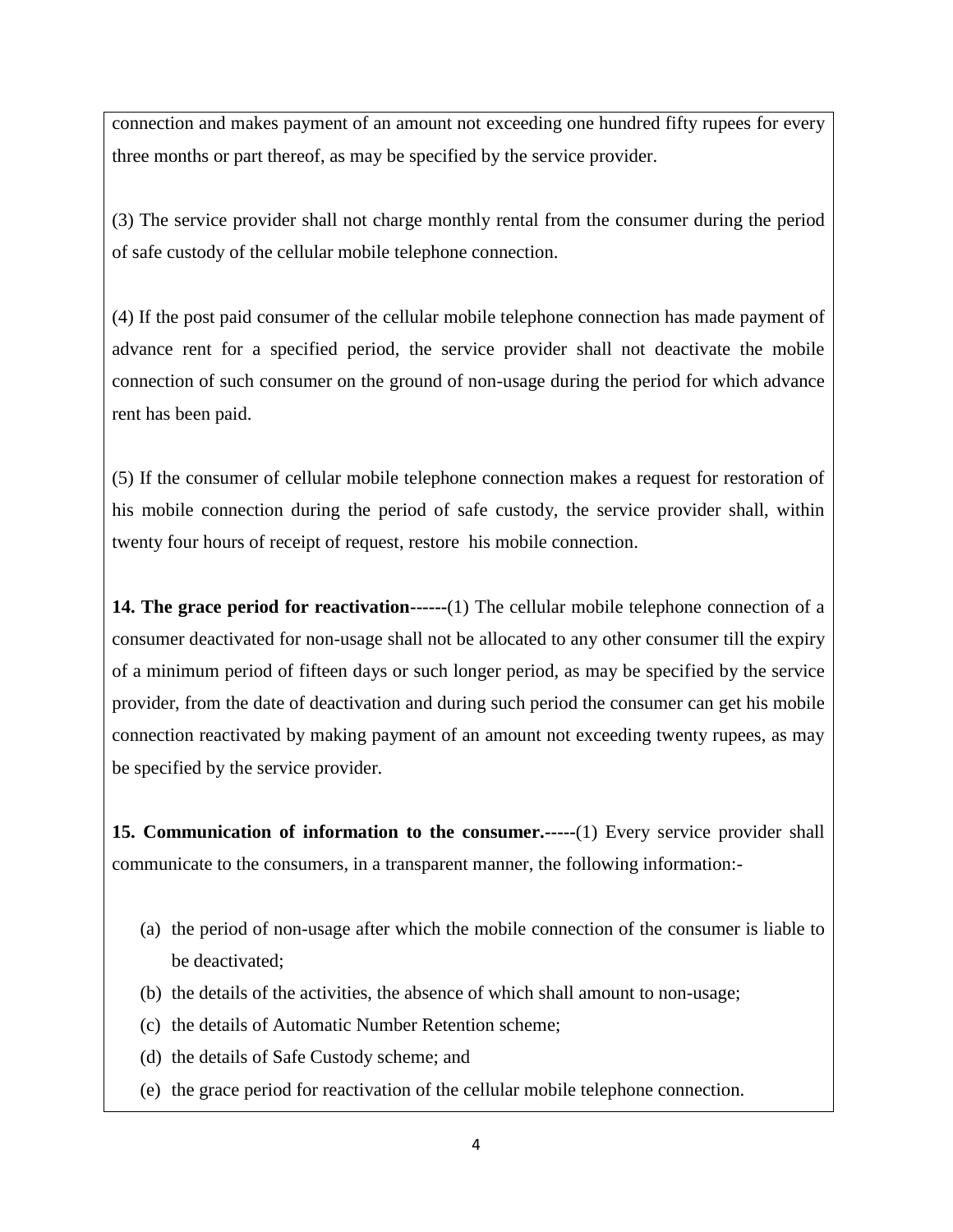connection and makes payment of an amount not exceeding one hundred fifty rupees for every three months or part thereof, as may be specified by the service provider.

(3) The service provider shall not charge monthly rental from the consumer during the period of safe custody of the cellular mobile telephone connection.

(4) If the post paid consumer of the cellular mobile telephone connection has made payment of advance rent for a specified period, the service provider shall not deactivate the mobile connection of such consumer on the ground of non-usage during the period for which advance rent has been paid.

(5) If the consumer of cellular mobile telephone connection makes a request for restoration of his mobile connection during the period of safe custody, the service provider shall, within twenty four hours of receipt of request, restore his mobile connection.

**14. The grace period for reactivation------**(1) The cellular mobile telephone connection of a consumer deactivated for non-usage shall not be allocated to any other consumer till the expiry of a minimum period of fifteen days or such longer period, as may be specified by the service provider, from the date of deactivation and during such period the consumer can get his mobile connection reactivated by making payment of an amount not exceeding twenty rupees, as may be specified by the service provider.

**15. Communication of information to the consumer.-----**(1) Every service provider shall communicate to the consumers, in a transparent manner, the following information:-

(a) the period of non-usage after which the mobile connection of the consumer is liable to be deactivated;
(b) the details of the activities, the absence of which shall amount to non-usage;
(c) the details of Automatic Number Retention scheme;
(d) the details of Safe Custody scheme; and
(e) the grace period for reactivation of the cellular mobile telephone connection.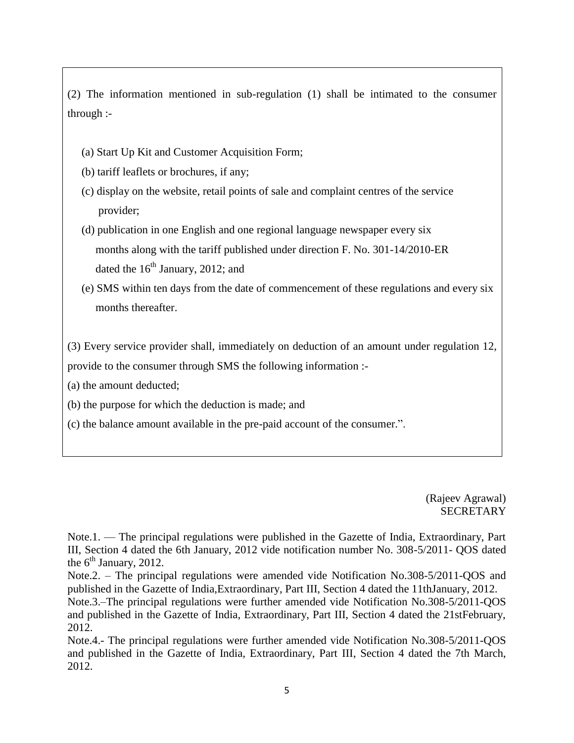(2) The information mentioned in sub-regulation (1) shall be intimated to the consumer through :-

(a) Start Up Kit and Customer Acquisition Form;

(b) tariff leaflets or brochures, if any;

(c) display on the website, retail points of sale and complaint centres of the service provider;

(d) publication in one English and one regional language newspaper every six months along with the tariff published under direction F. No. 301-14/2010-ER dated the 16th January, 2012; and

(e) SMS within ten days from the date of commencement of these regulations and every six months thereafter.

(3) Every service provider shall, immediately on deduction of an amount under regulation 12, provide to the consumer through SMS the following information :-

(a) the amount deducted;

(b) the purpose for which the deduction is made; and

(c) the balance amount available in the pre-paid account of the consumer.".

(Rajeev Agrawal)
SECRETARY

Note.1. — The principal regulations were published in the Gazette of India, Extraordinary, Part III, Section 4 dated the 6th January, 2012 vide notification number No. 308-5/2011- QOS dated the 6th January, 2012.

Note.2. – The principal regulations were amended vide Notification No.308-5/2011-QOS and published in the Gazette of India,Extraordinary, Part III, Section 4 dated the 11thJanuary, 2012.

Note.3.–The principal regulations were further amended vide Notification No.308-5/2011-QOS and published in the Gazette of India, Extraordinary, Part III, Section 4 dated the 21stFebruary, 2012.

Note.4.- The principal regulations were further amended vide Notification No.308-5/2011-QOS and published in the Gazette of India, Extraordinary, Part III, Section 4 dated the 7th March, 2012.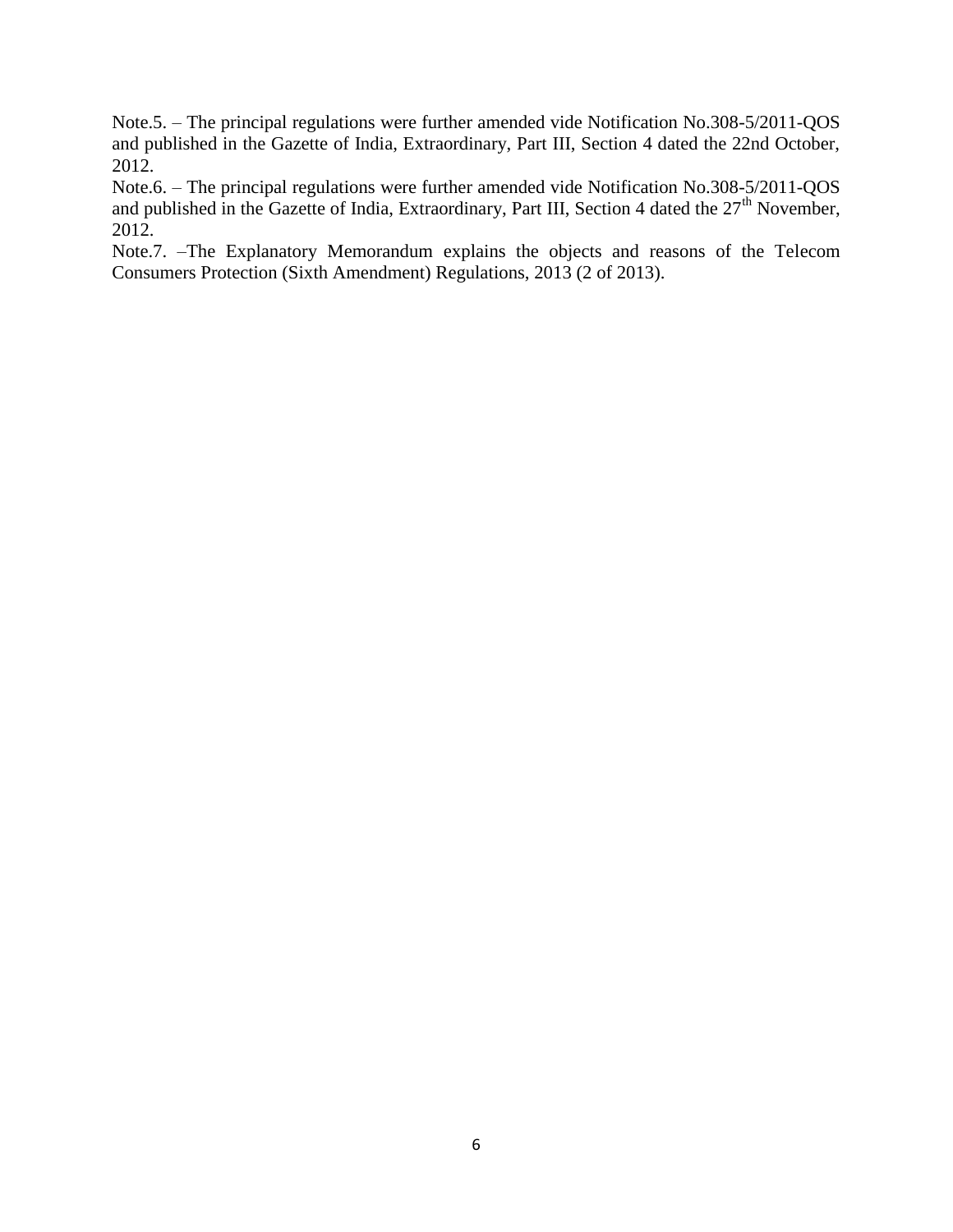Note.5. – The principal regulations were further amended vide Notification No.308-5/2011-QOS and published in the Gazette of India, Extraordinary, Part III, Section 4 dated the 22nd October, 2012.

Note.6. – The principal regulations were further amended vide Notification No.308-5/2011-QOS and published in the Gazette of India, Extraordinary, Part III, Section 4 dated the 27th November, 2012.

Note.7. –The Explanatory Memorandum explains the objects and reasons of the Telecom Consumers Protection (Sixth Amendment) Regulations, 2013 (2 of 2013).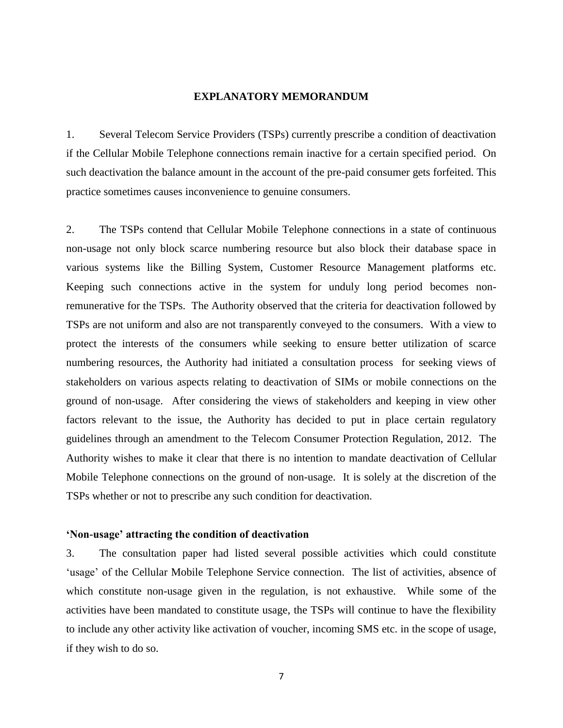# EXPLANATORY MEMORANDUM

1. Several Telecom Service Providers (TSPs) currently prescribe a condition of deactivation if the Cellular Mobile Telephone connections remain inactive for a certain specified period. On such deactivation the balance amount in the account of the pre-paid consumer gets forfeited. This practice sometimes causes inconvenience to genuine consumers.

2. The TSPs contend that Cellular Mobile Telephone connections in a state of continuous non-usage not only block scarce numbering resource but also block their database space in various systems like the Billing System, Customer Resource Management platforms etc. Keeping such connections active in the system for unduly long period becomes non-remunerative for the TSPs. The Authority observed that the criteria for deactivation followed by TSPs are not uniform and also are not transparently conveyed to the consumers. With a view to protect the interests of the consumers while seeking to ensure better utilization of scarce numbering resources, the Authority had initiated a consultation process for seeking views of stakeholders on various aspects relating to deactivation of SIMs or mobile connections on the ground of non-usage. After considering the views of stakeholders and keeping in view other factors relevant to the issue, the Authority has decided to put in place certain regulatory guidelines through an amendment to the Telecom Consumer Protection Regulation, 2012. The Authority wishes to make it clear that there is no intention to mandate deactivation of Cellular Mobile Telephone connections on the ground of non-usage. It is solely at the discretion of the TSPs whether or not to prescribe any such condition for deactivation.

**'Non-usage' attracting the condition of deactivation**

3. The consultation paper had listed several possible activities which could constitute 'usage' of the Cellular Mobile Telephone Service connection. The list of activities, absence of which constitute non-usage given in the regulation, is not exhaustive. While some of the activities have been mandated to constitute usage, the TSPs will continue to have the flexibility to include any other activity like activation of voucher, incoming SMS etc. in the scope of usage, if they wish to do so.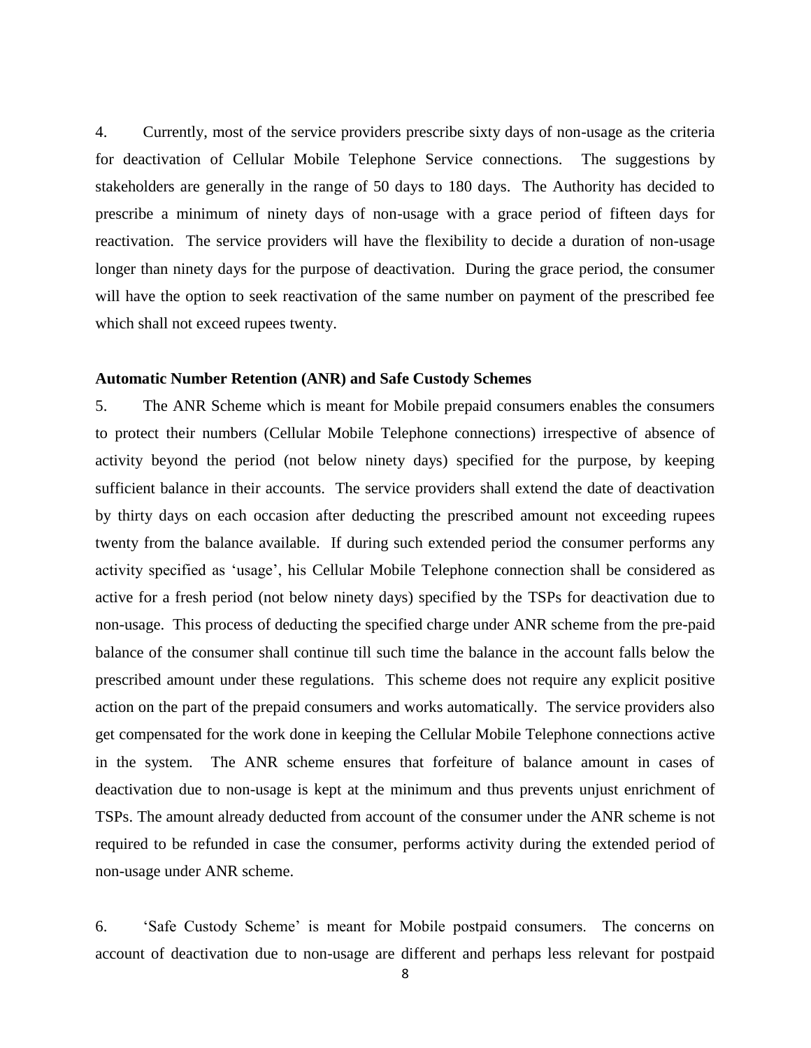4. Currently, most of the service providers prescribe sixty days of non-usage as the criteria for deactivation of Cellular Mobile Telephone Service connections. The suggestions by stakeholders are generally in the range of 50 days to 180 days. The Authority has decided to prescribe a minimum of ninety days of non-usage with a grace period of fifteen days for reactivation. The service providers will have the flexibility to decide a duration of non-usage longer than ninety days for the purpose of deactivation. During the grace period, the consumer will have the option to seek reactivation of the same number on payment of the prescribed fee which shall not exceed rupees twenty.

**Automatic Number Retention (ANR) and Safe Custody Schemes**

5. The ANR Scheme which is meant for Mobile prepaid consumers enables the consumers to protect their numbers (Cellular Mobile Telephone connections) irrespective of absence of activity beyond the period (not below ninety days) specified for the purpose, by keeping sufficient balance in their accounts. The service providers shall extend the date of deactivation by thirty days on each occasion after deducting the prescribed amount not exceeding rupees twenty from the balance available. If during such extended period the consumer performs any activity specified as 'usage', his Cellular Mobile Telephone connection shall be considered as active for a fresh period (not below ninety days) specified by the TSPs for deactivation due to non-usage. This process of deducting the specified charge under ANR scheme from the pre-paid balance of the consumer shall continue till such time the balance in the account falls below the prescribed amount under these regulations. This scheme does not require any explicit positive action on the part of the prepaid consumers and works automatically. The service providers also get compensated for the work done in keeping the Cellular Mobile Telephone connections active in the system. The ANR scheme ensures that forfeiture of balance amount in cases of deactivation due to non-usage is kept at the minimum and thus prevents unjust enrichment of TSPs. The amount already deducted from account of the consumer under the ANR scheme is not required to be refunded in case the consumer, performs activity during the extended period of non-usage under ANR scheme.

6. 'Safe Custody Scheme' is meant for Mobile postpaid consumers. The concerns on account of deactivation due to non-usage are different and perhaps less relevant for postpaid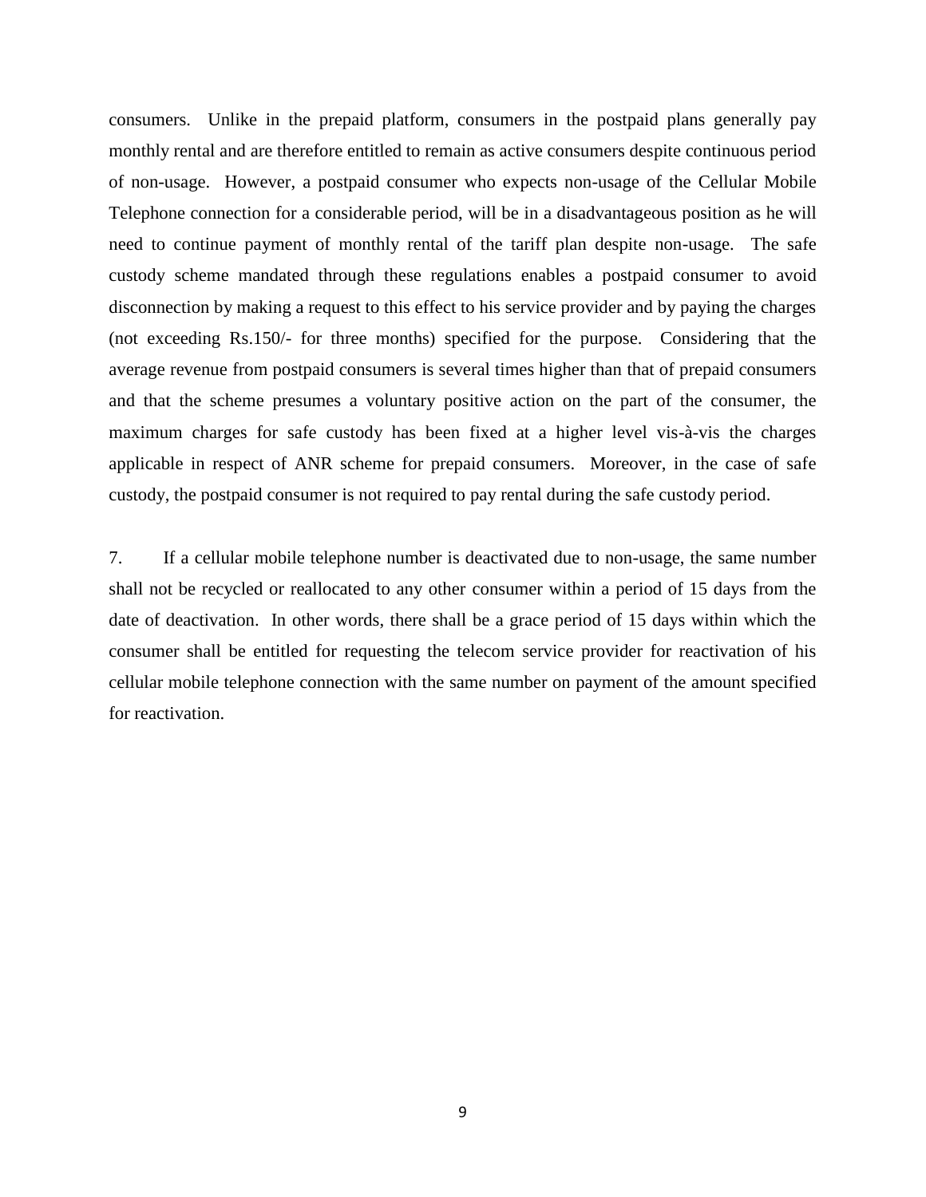consumers. Unlike in the prepaid platform, consumers in the postpaid plans generally pay monthly rental and are therefore entitled to remain as active consumers despite continuous period of non-usage. However, a postpaid consumer who expects non-usage of the Cellular Mobile Telephone connection for a considerable period, will be in a disadvantageous position as he will need to continue payment of monthly rental of the tariff plan despite non-usage. The safe custody scheme mandated through these regulations enables a postpaid consumer to avoid disconnection by making a request to this effect to his service provider and by paying the charges (not exceeding Rs.150/- for three months) specified for the purpose. Considering that the average revenue from postpaid consumers is several times higher than that of prepaid consumers and that the scheme presumes a voluntary positive action on the part of the consumer, the maximum charges for safe custody has been fixed at a higher level vis-à-vis the charges applicable in respect of ANR scheme for prepaid consumers. Moreover, in the case of safe custody, the postpaid consumer is not required to pay rental during the safe custody period.

7. If a cellular mobile telephone number is deactivated due to non-usage, the same number shall not be recycled or reallocated to any other consumer within a period of 15 days from the date of deactivation. In other words, there shall be a grace period of 15 days within which the consumer shall be entitled for requesting the telecom service provider for reactivation of his cellular mobile telephone connection with the same number on payment of the amount specified for reactivation.